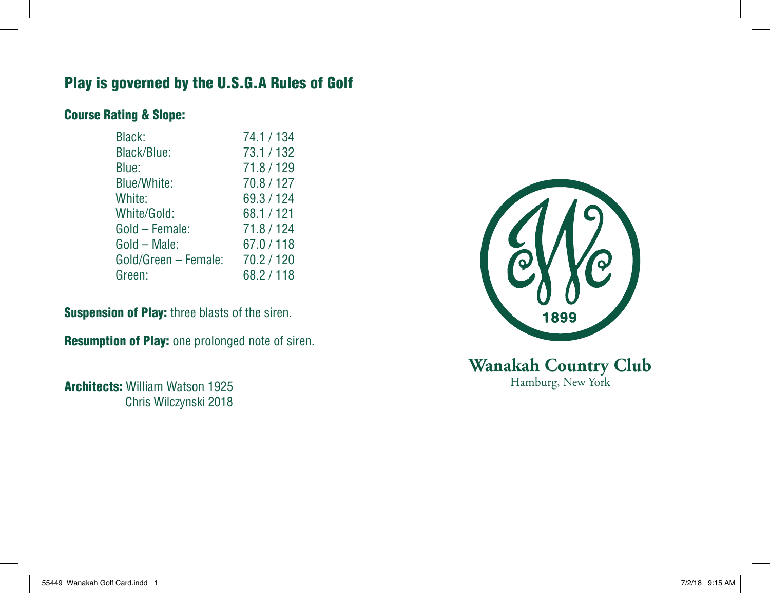## Play is governed by the U.S.G.A Rules of Golf

### Course Rating & Slope:

| | |
|---|---|
| Black: | 74.1 / 134 |
| Black/Blue: | 73.1 / 132 |
| Blue: | 71.8 / 129 |
| Blue/White: | 70.8 / 127 |
| White: | 69.3 / 124 |
| White/Gold: | 68.1 / 121 |
| Gold – Female: | 71.8 / 124 |
| Gold – Male: | 67.0 / 118 |
| Gold/Green – Female: | 70.2 / 120 |
| Green: | 68.2 / 118 |

**Suspension of Play:** three blasts of the siren.

**Resumption of Play:** one prolonged note of siren.

**Architects:** William Watson 1925
Chris Wilczynski 2018

1899

**Wanakah Country Club**
Hamburg, New York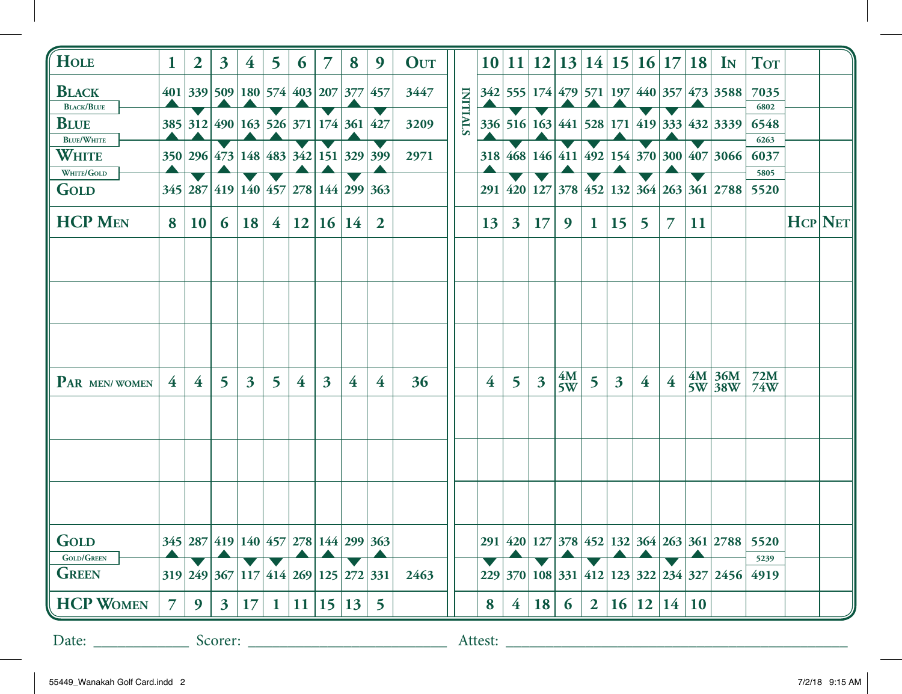| Hole | 1 | 2 | 3 | 4 | 5 | 6 | 7 | 8 | 9 | Out | Initials | 10 | 11 | 12 | 13 | 14 | 15 | 16 | 17 | 18 | In | Tot | | |
|---|---|---|---|---|---|---|---|---|---|---|---|---|---|---|---|---|---|---|---|---|---|---|---|---|
| Black | 401 | 339 | 509 | 180 | 574 | 403 | 207 | 377 | 457 | 3447 | | 342 | 555 | 174 | 479 | 571 | 197 | 440 | 357 | 473 | 3588 | 7035 | | |
| Black/Blue | ▲ | ▼ | ▲ | ▲ | ▼ | ▲ | ▼ | ▲ | ▼ | | | ▲ | ▼ | ▼ | ▲ | ▲ | ▲ | ▼ | ▼ | ▲ | | 6802 | | |
| Blue | 385 | 312 | 490 | 163 | 526 | 371 | 174 | 361 | 427 | 3209 | | 336 | 516 | 163 | 441 | 528 | 171 | 419 | 333 | 432 | 3339 | 6548 | | |
| Blue/White | ▲ | ▲ | ▼ | ▲ | ▲ | ▼ | ▼ | ▲ | ▼ | | | ▲ | ▼ | ▲ | ▼ | ▼ | ▲ | ▼ | ▲ | ▼ | | 6263 | | |
| White | 350 | 296 | 473 | 148 | 483 | 342 | 151 | 329 | 399 | 2971 | | 318 | 468 | 146 | 411 | 492 | 154 | 370 | 300 | 407 | 3066 | 6037 | | |
| White/Gold | ▲ | ▼ | ▲ | ▼ | ▼ | ▲ | ▲ | ▼ | ▲ | | | ▲ | ▼ | ▼ | ▲ | ▼ | ▲ | ▼ | ▲ | ▼ | | 5805 | | |
| Gold | 345 | 287 | 419 | 140 | 457 | 278 | 144 | 299 | 363 | | | 291 | 420 | 127 | 378 | 452 | 132 | 364 | 263 | 361 | 2788 | 5520 | | |
| HCP Men | 8 | 10 | 6 | 18 | 4 | 12 | 16 | 14 | 2 | | | 13 | 3 | 17 | 9 | 1 | 15 | 5 | 7 | 11 | | | Hcp | Net |
| | | | | | | | | | | | | | | | | | | | | | | | | |
| | | | | | | | | | | | | | | | | | | | | | | | | |
| | | | | | | | | | | | | | | | | | | | | | | | | |
| Par Men/ Women | 4 | 4 | 5 | 3 | 5 | 4 | 3 | 4 | 4 | 36 | | 4 | 5 | 3 | 4M 5W | 5 | 3 | 4 | 4 | 4M 5W | 36M 38W | 72M 74W | | |
| | | | | | | | | | | | | | | | | | | | | | | | | |
| | | | | | | | | | | | | | | | | | | | | | | | | |
| | | | | | | | | | | | | | | | | | | | | | | | | |
| Gold | 345 | 287 | 419 | 140 | 457 | 278 | 144 | 299 | 363 | | | 291 | 420 | 127 | 378 | 452 | 132 | 364 | 263 | 361 | 2788 | 5520 | | |
| Gold/Green | ▲ | ▼ | ▲ | ▼ | ▼ | ▲ | ▲ | ▼ | ▲ | | | ▼ | ▲ | ▼ | ▲ | ▼ | ▲ | ▲ | ▼ | ▲ | | 5239 | | |
| Green | 319 | 249 | 367 | 117 | 414 | 269 | 125 | 272 | 331 | 2463 | | 229 | 370 | 108 | 331 | 412 | 123 | 322 | 234 | 327 | 2456 | 4919 | | |
| HCP Women | 7 | 9 | 3 | 17 | 1 | 11 | 15 | 13 | 5 | | | 8 | 4 | 18 | 6 | 2 | 16 | 12 | 14 | 10 | | | | |

Date: ____________ Scorer: __________________________ Attest: ____________________________________________